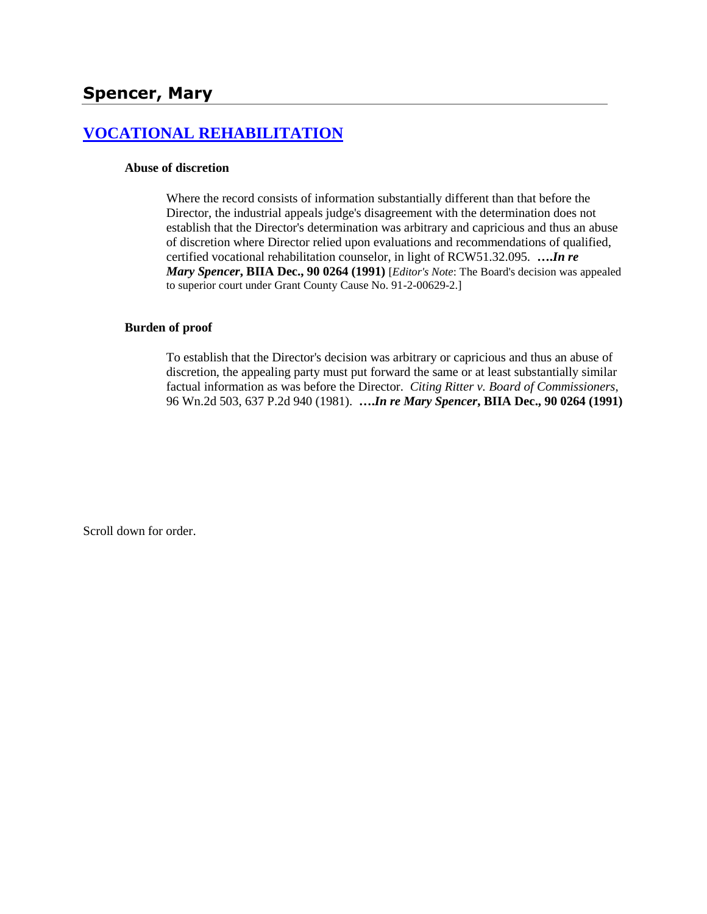# Spencer, Mary

## VOCATIONAL REHABILITATION

### Abuse of discretion

Where the record consists of information substantially different than that before the Director, the industrial appeals judge's disagreement with the determination does not establish that the Director's determination was arbitrary and capricious and thus an abuse of discretion where Director relied upon evaluations and recommendations of qualified, certified vocational rehabilitation counselor, in light of RCW51.32.095. **….*In re Mary Spencer*, BIIA Dec., 90 0264 (1991)** [*Editor's Note*: The Board's decision was appealed to superior court under Grant County Cause No. 91-2-00629-2.]

### Burden of proof

To establish that the Director's decision was arbitrary or capricious and thus an abuse of discretion, the appealing party must put forward the same or at least substantially similar factual information as was before the Director. *Citing Ritter v. Board of Commissioners*, 96 Wn.2d 503, 637 P.2d 940 (1981). **….*In re Mary Spencer*, BIIA Dec., 90 0264 (1991)**

Scroll down for order.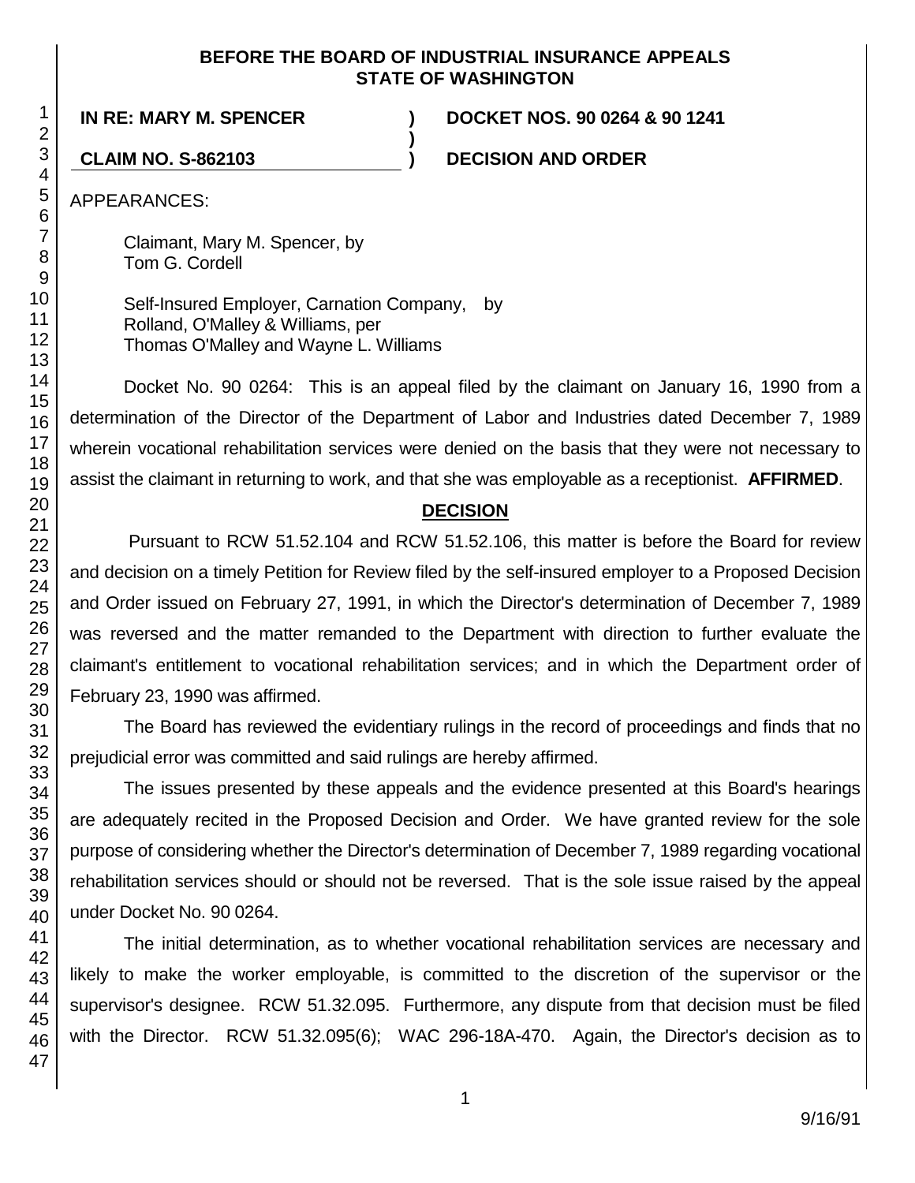**BEFORE THE BOARD OF INDUSTRIAL INSURANCE APPEALS**
**STATE OF WASHINGTON**

**IN RE: MARY M. SPENCER** ) **DOCKET NOS. 90 0264 & 90 1241**
)
**CLAIM NO. S-862103** ) **DECISION AND ORDER**

APPEARANCES:

Claimant, Mary M. Spencer, by
Tom G. Cordell

Self-Insured Employer, Carnation Company, by
Rolland, O'Malley & Williams, per
Thomas O'Malley and Wayne L. Williams

Docket No. 90 0264: This is an appeal filed by the claimant on January 16, 1990 from a determination of the Director of the Department of Labor and Industries dated December 7, 1989 wherein vocational rehabilitation services were denied on the basis that they were not necessary to assist the claimant in returning to work, and that she was employable as a receptionist. **AFFIRMED**.

## DECISION

Pursuant to RCW 51.52.104 and RCW 51.52.106, this matter is before the Board for review and decision on a timely Petition for Review filed by the self-insured employer to a Proposed Decision and Order issued on February 27, 1991, in which the Director's determination of December 7, 1989 was reversed and the matter remanded to the Department with direction to further evaluate the claimant's entitlement to vocational rehabilitation services; and in which the Department order of February 23, 1990 was affirmed.

The Board has reviewed the evidentiary rulings in the record of proceedings and finds that no prejudicial error was committed and said rulings are hereby affirmed.

The issues presented by these appeals and the evidence presented at this Board's hearings are adequately recited in the Proposed Decision and Order. We have granted review for the sole purpose of considering whether the Director's determination of December 7, 1989 regarding vocational rehabilitation services should or should not be reversed. That is the sole issue raised by the appeal under Docket No. 90 0264.

The initial determination, as to whether vocational rehabilitation services are necessary and likely to make the worker employable, is committed to the discretion of the supervisor or the supervisor's designee. RCW 51.32.095. Furthermore, any dispute from that decision must be filed with the Director. RCW 51.32.095(6); WAC 296-18A-470. Again, the Director's decision as to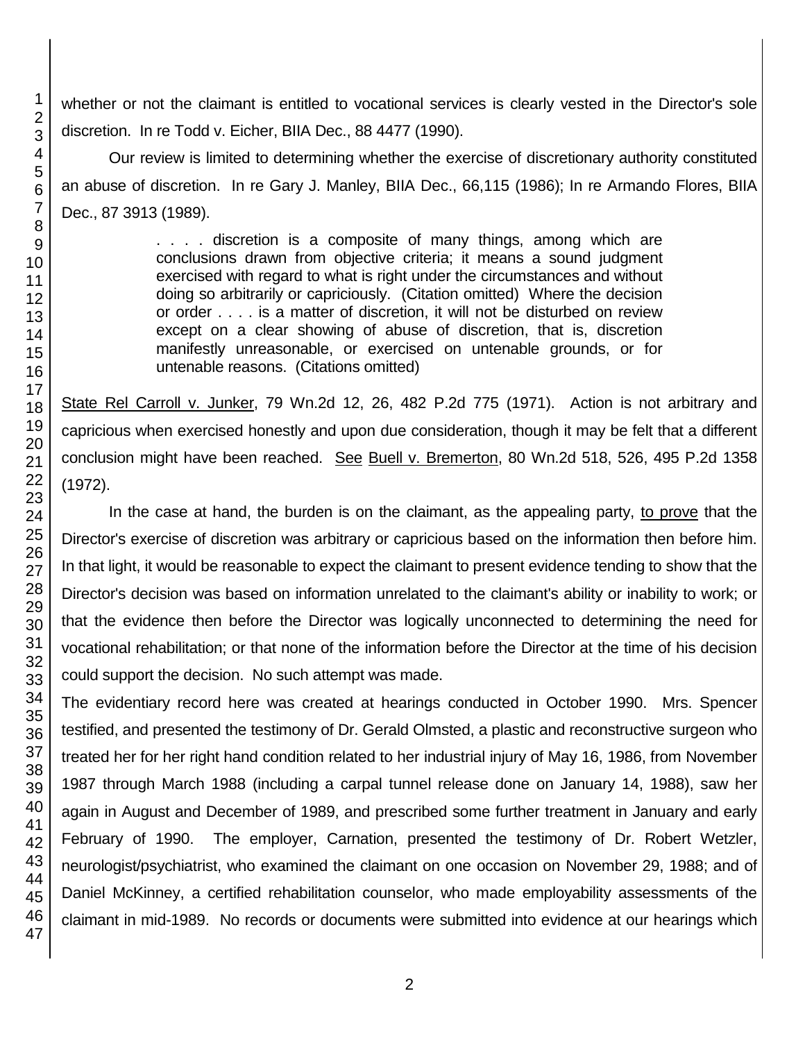whether or not the claimant is entitled to vocational services is clearly vested in the Director's sole discretion. In re Todd v. Eicher, BIIA Dec., 88 4477 (1990).

Our review is limited to determining whether the exercise of discretionary authority constituted an abuse of discretion. In re Gary J. Manley, BIIA Dec., 66,115 (1986); In re Armando Flores, BIIA Dec., 87 3913 (1989).

> . . . . discretion is a composite of many things, among which are conclusions drawn from objective criteria; it means a sound judgment exercised with regard to what is right under the circumstances and without doing so arbitrarily or capriciously. (Citation omitted) Where the decision or order . . . . is a matter of discretion, it will not be disturbed on review except on a clear showing of abuse of discretion, that is, discretion manifestly unreasonable, or exercised on untenable grounds, or for untenable reasons. (Citations omitted)

State Rel Carroll v. Junker, 79 Wn.2d 12, 26, 482 P.2d 775 (1971). Action is not arbitrary and capricious when exercised honestly and upon due consideration, though it may be felt that a different conclusion might have been reached. See Buell v. Bremerton, 80 Wn.2d 518, 526, 495 P.2d 1358 (1972).

In the case at hand, the burden is on the claimant, as the appealing party, to prove that the Director's exercise of discretion was arbitrary or capricious based on the information then before him. In that light, it would be reasonable to expect the claimant to present evidence tending to show that the Director's decision was based on information unrelated to the claimant's ability or inability to work; or that the evidence then before the Director was logically unconnected to determining the need for vocational rehabilitation; or that none of the information before the Director at the time of his decision could support the decision. No such attempt was made.

The evidentiary record here was created at hearings conducted in October 1990. Mrs. Spencer testified, and presented the testimony of Dr. Gerald Olmsted, a plastic and reconstructive surgeon who treated her for her right hand condition related to her industrial injury of May 16, 1986, from November 1987 through March 1988 (including a carpal tunnel release done on January 14, 1988), saw her again in August and December of 1989, and prescribed some further treatment in January and early February of 1990. The employer, Carnation, presented the testimony of Dr. Robert Wetzler, neurologist/psychiatrist, who examined the claimant on one occasion on November 29, 1988; and of Daniel McKinney, a certified rehabilitation counselor, who made employability assessments of the claimant in mid-1989. No records or documents were submitted into evidence at our hearings which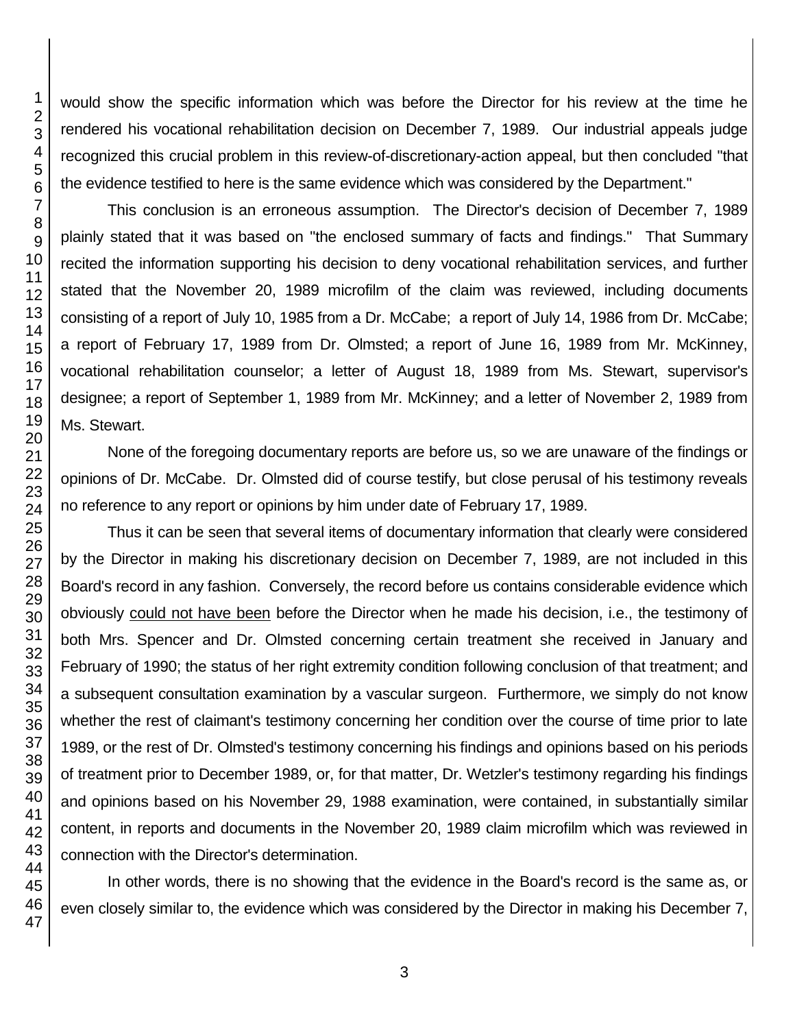would show the specific information which was before the Director for his review at the time he rendered his vocational rehabilitation decision on December 7, 1989. Our industrial appeals judge recognized this crucial problem in this review-of-discretionary-action appeal, but then concluded "that the evidence testified to here is the same evidence which was considered by the Department."

This conclusion is an erroneous assumption. The Director's decision of December 7, 1989 plainly stated that it was based on "the enclosed summary of facts and findings." That Summary recited the information supporting his decision to deny vocational rehabilitation services, and further stated that the November 20, 1989 microfilm of the claim was reviewed, including documents consisting of a report of July 10, 1985 from a Dr. McCabe; a report of July 14, 1986 from Dr. McCabe; a report of February 17, 1989 from Dr. Olmsted; a report of June 16, 1989 from Mr. McKinney, vocational rehabilitation counselor; a letter of August 18, 1989 from Ms. Stewart, supervisor's designee; a report of September 1, 1989 from Mr. McKinney; and a letter of November 2, 1989 from Ms. Stewart.

None of the foregoing documentary reports are before us, so we are unaware of the findings or opinions of Dr. McCabe. Dr. Olmsted did of course testify, but close perusal of his testimony reveals no reference to any report or opinions by him under date of February 17, 1989.

Thus it can be seen that several items of documentary information that clearly were considered by the Director in making his discretionary decision on December 7, 1989, are not included in this Board's record in any fashion. Conversely, the record before us contains considerable evidence which obviously <u>could not have been</u> before the Director when he made his decision, i.e., the testimony of both Mrs. Spencer and Dr. Olmsted concerning certain treatment she received in January and February of 1990; the status of her right extremity condition following conclusion of that treatment; and a subsequent consultation examination by a vascular surgeon. Furthermore, we simply do not know whether the rest of claimant's testimony concerning her condition over the course of time prior to late 1989, or the rest of Dr. Olmsted's testimony concerning his findings and opinions based on his periods of treatment prior to December 1989, or, for that matter, Dr. Wetzler's testimony regarding his findings and opinions based on his November 29, 1988 examination, were contained, in substantially similar content, in reports and documents in the November 20, 1989 claim microfilm which was reviewed in connection with the Director's determination.

In other words, there is no showing that the evidence in the Board's record is the same as, or even closely similar to, the evidence which was considered by the Director in making his December 7,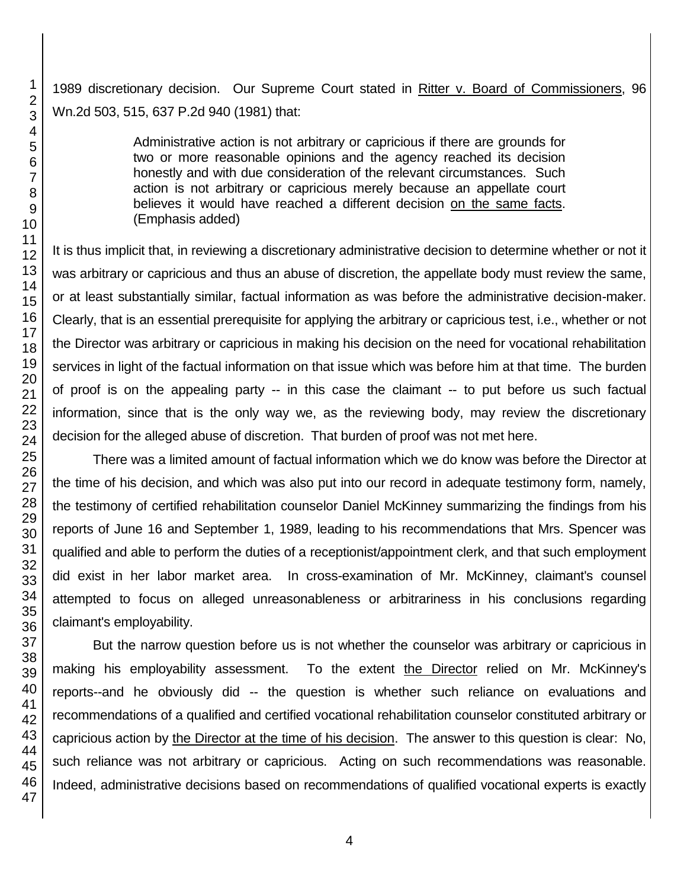1989 discretionary decision. Our Supreme Court stated in Ritter v. Board of Commissioners, 96 Wn.2d 503, 515, 637 P.2d 940 (1981) that:

> Administrative action is not arbitrary or capricious if there are grounds for two or more reasonable opinions and the agency reached its decision honestly and with due consideration of the relevant circumstances. Such action is not arbitrary or capricious merely because an appellate court believes it would have reached a different decision on the same facts. (Emphasis added)

It is thus implicit that, in reviewing a discretionary administrative decision to determine whether or not it was arbitrary or capricious and thus an abuse of discretion, the appellate body must review the same, or at least substantially similar, factual information as was before the administrative decision-maker. Clearly, that is an essential prerequisite for applying the arbitrary or capricious test, i.e., whether or not the Director was arbitrary or capricious in making his decision on the need for vocational rehabilitation services in light of the factual information on that issue which was before him at that time. The burden of proof is on the appealing party -- in this case the claimant -- to put before us such factual information, since that is the only way we, as the reviewing body, may review the discretionary decision for the alleged abuse of discretion. That burden of proof was not met here.

There was a limited amount of factual information which we do know was before the Director at the time of his decision, and which was also put into our record in adequate testimony form, namely, the testimony of certified rehabilitation counselor Daniel McKinney summarizing the findings from his reports of June 16 and September 1, 1989, leading to his recommendations that Mrs. Spencer was qualified and able to perform the duties of a receptionist/appointment clerk, and that such employment did exist in her labor market area. In cross-examination of Mr. McKinney, claimant's counsel attempted to focus on alleged unreasonableness or arbitrariness in his conclusions regarding claimant's employability.

But the narrow question before us is not whether the counselor was arbitrary or capricious in making his employability assessment. To the extent the Director relied on Mr. McKinney's reports--and he obviously did -- the question is whether such reliance on evaluations and recommendations of a qualified and certified vocational rehabilitation counselor constituted arbitrary or capricious action by the Director at the time of his decision. The answer to this question is clear: No, such reliance was not arbitrary or capricious. Acting on such recommendations was reasonable. Indeed, administrative decisions based on recommendations of qualified vocational experts is exactly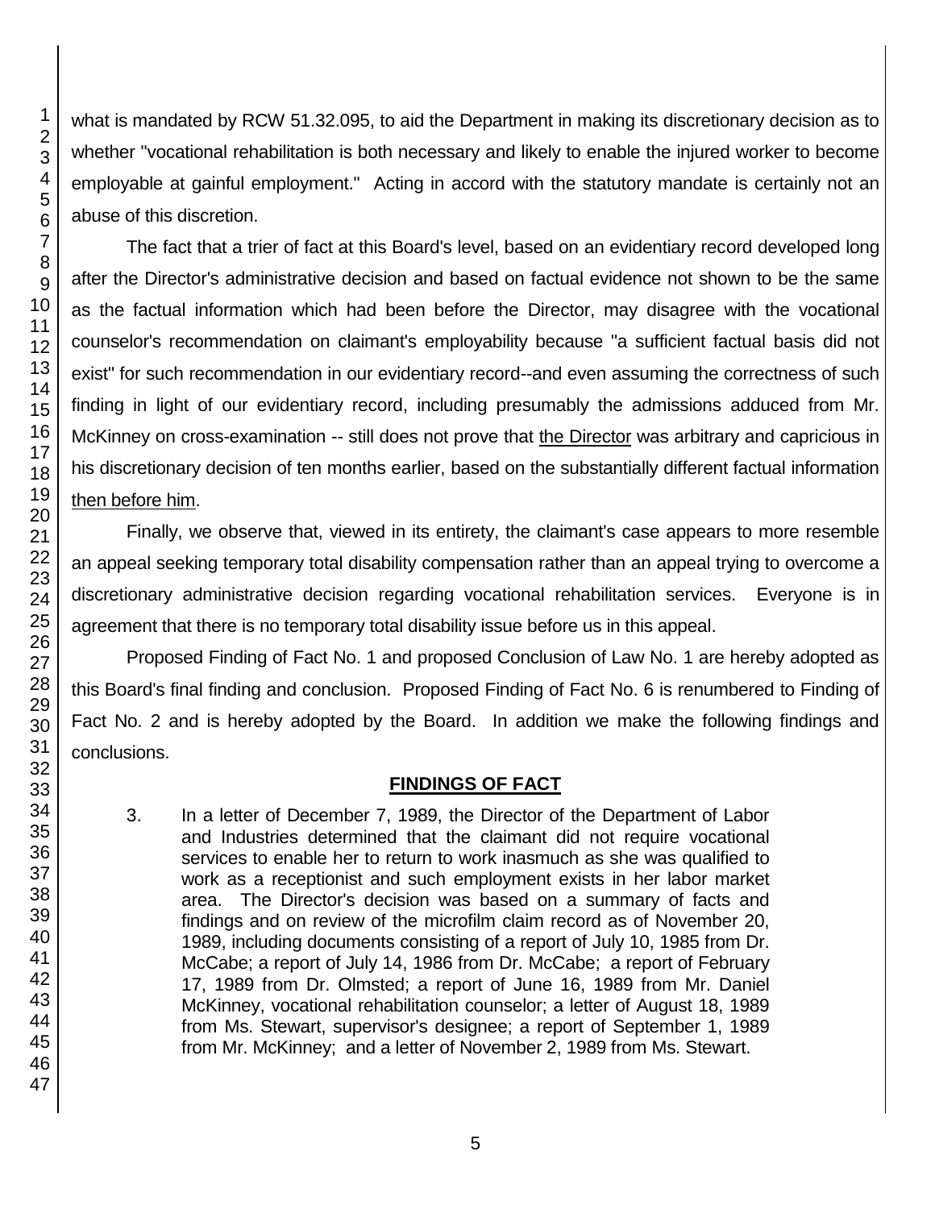what is mandated by RCW 51.32.095, to aid the Department in making its discretionary decision as to whether "vocational rehabilitation is both necessary and likely to enable the injured worker to become employable at gainful employment." Acting in accord with the statutory mandate is certainly not an abuse of this discretion.

The fact that a trier of fact at this Board's level, based on an evidentiary record developed long after the Director's administrative decision and based on factual evidence not shown to be the same as the factual information which had been before the Director, may disagree with the vocational counselor's recommendation on claimant's employability because "a sufficient factual basis did not exist" for such recommendation in our evidentiary record--and even assuming the correctness of such finding in light of our evidentiary record, including presumably the admissions adduced from Mr. McKinney on cross-examination -- still does not prove that <u>the Director</u> was arbitrary and capricious in his discretionary decision of ten months earlier, based on the substantially different factual information <u>then before him</u>.

Finally, we observe that, viewed in its entirety, the claimant's case appears to more resemble an appeal seeking temporary total disability compensation rather than an appeal trying to overcome a discretionary administrative decision regarding vocational rehabilitation services. Everyone is in agreement that there is no temporary total disability issue before us in this appeal.

Proposed Finding of Fact No. 1 and proposed Conclusion of Law No. 1 are hereby adopted as this Board's final finding and conclusion. Proposed Finding of Fact No. 6 is renumbered to Finding of Fact No. 2 and is hereby adopted by the Board. In addition we make the following findings and conclusions.

## FINDINGS OF FACT

3. In a letter of December 7, 1989, the Director of the Department of Labor and Industries determined that the claimant did not require vocational services to enable her to return to work inasmuch as she was qualified to work as a receptionist and such employment exists in her labor market area. The Director's decision was based on a summary of facts and findings and on review of the microfilm claim record as of November 20, 1989, including documents consisting of a report of July 10, 1985 from Dr. McCabe; a report of July 14, 1986 from Dr. McCabe; a report of February 17, 1989 from Dr. Olmsted; a report of June 16, 1989 from Mr. Daniel McKinney, vocational rehabilitation counselor; a letter of August 18, 1989 from Ms. Stewart, supervisor's designee; a report of September 1, 1989 from Mr. McKinney; and a letter of November 2, 1989 from Ms. Stewart.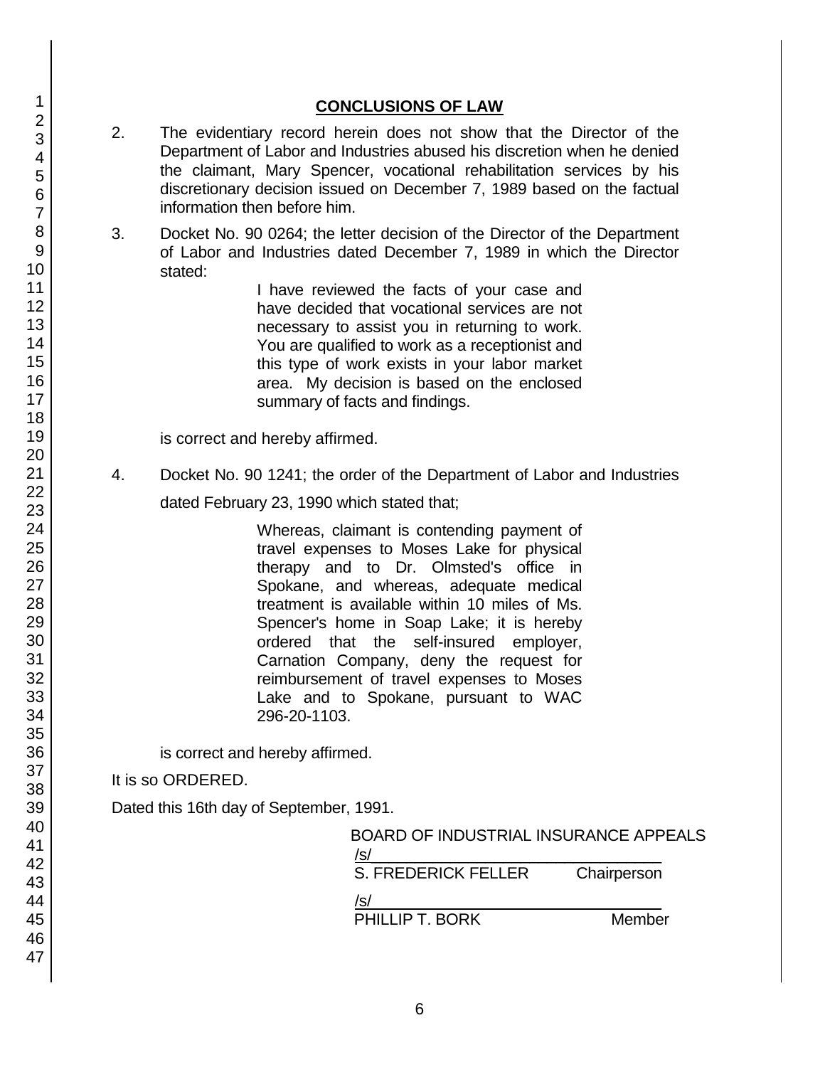## CONCLUSIONS OF LAW

2. The evidentiary record herein does not show that the Director of the Department of Labor and Industries abused his discretion when he denied the claimant, Mary Spencer, vocational rehabilitation services by his discretionary decision issued on December 7, 1989 based on the factual information then before him.

3. Docket No. 90 0264; the letter decision of the Director of the Department of Labor and Industries dated December 7, 1989 in which the Director stated:

   > I have reviewed the facts of your case and have decided that vocational services are not necessary to assist you in returning to work. You are qualified to work as a receptionist and this type of work exists in your labor market area. My decision is based on the enclosed summary of facts and findings.

   is correct and hereby affirmed.

4. Docket No. 90 1241; the order of the Department of Labor and Industries dated February 23, 1990 which stated that;

   > Whereas, claimant is contending payment of travel expenses to Moses Lake for physical therapy and to Dr. Olmsted's office in Spokane, and whereas, adequate medical treatment is available within 10 miles of Ms. Spencer's home in Soap Lake; it is hereby ordered that the self-insured employer, Carnation Company, deny the request for reimbursement of travel expenses to Moses Lake and to Spokane, pursuant to WAC 296-20-1103.

   is correct and hereby affirmed.

It is so ORDERED.

Dated this 16th day of September, 1991.

BOARD OF INDUSTRIAL INSURANCE APPEALS

/s/\_\_\_\_\_\_\_\_\_\_\_\_\_\_\_\_\_\_\_\_\_\_\_\_\_\_\_\_\_\_\_\_
S. FREDERICK FELLER Chairperson

/s/\_\_\_\_\_\_\_\_\_\_\_\_\_\_\_\_\_\_\_\_\_\_\_\_\_\_\_\_\_\_\_\_
PHILLIP T. BORK Member